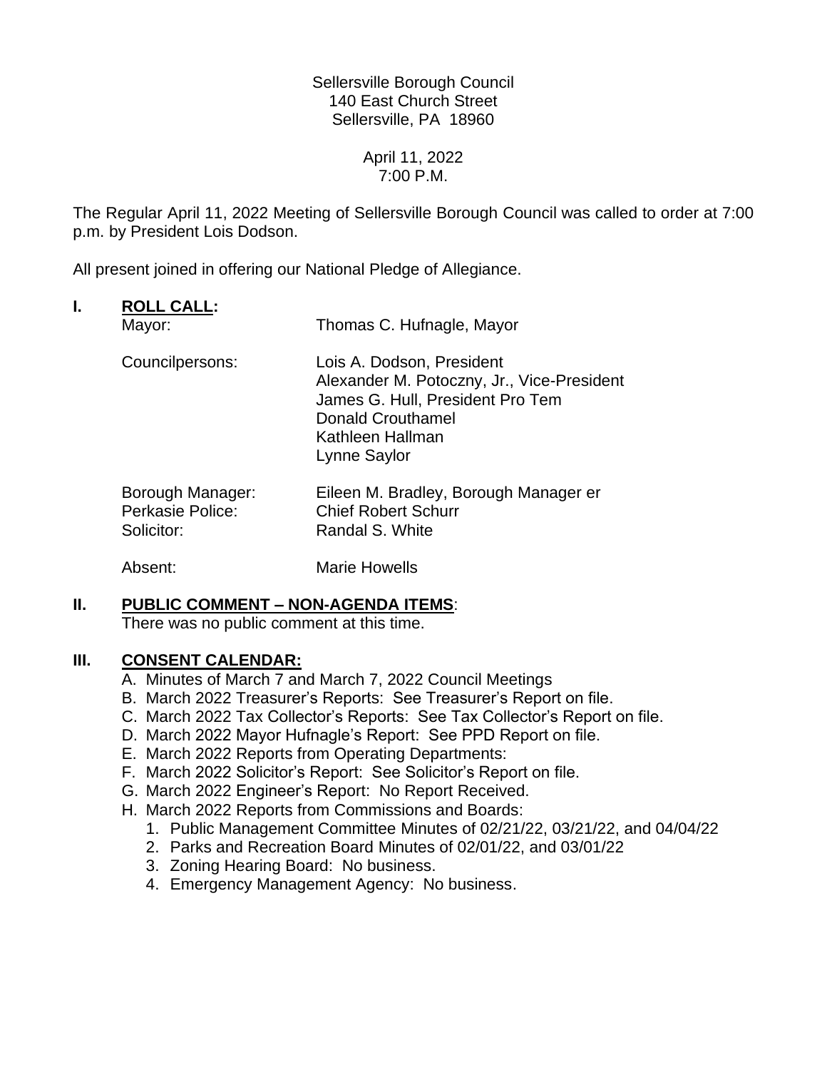Sellersville Borough Council
140 East Church Street
Sellersville, PA 18960

April 11, 2022
7:00 P.M.

The Regular April 11, 2022 Meeting of Sellersville Borough Council was called to order at 7:00 p.m. by President Lois Dodson.

All present joined in offering our National Pledge of Allegiance.

## I. ROLL CALL:

| | |
|---|---|
| Mayor: | Thomas C. Hufnagle, Mayor |
| Councilpersons: | Lois A. Dodson, President<br>Alexander M. Potoczny, Jr., Vice-President<br>James G. Hull, President Pro Tem<br>Donald Crouthamel<br>Kathleen Hallman<br>Lynne Saylor |
| Borough Manager: | Eileen M. Bradley, Borough Manager er |
| Perkasie Police: | Chief Robert Schurr |
| Solicitor: | Randal S. White |
| Absent: | Marie Howells |

## II. PUBLIC COMMENT – NON-AGENDA ITEMS:

There was no public comment at this time.

## III. CONSENT CALENDAR:

A. Minutes of March 7 and March 7, 2022 Council Meetings
B. March 2022 Treasurer's Reports: See Treasurer's Report on file.
C. March 2022 Tax Collector's Reports: See Tax Collector's Report on file.
D. March 2022 Mayor Hufnagle's Report: See PPD Report on file.
E. March 2022 Reports from Operating Departments:
F. March 2022 Solicitor's Report: See Solicitor's Report on file.
G. March 2022 Engineer's Report: No Report Received.
H. March 2022 Reports from Commissions and Boards:
   1. Public Management Committee Minutes of 02/21/22, 03/21/22, and 04/04/22
   2. Parks and Recreation Board Minutes of 02/01/22, and 03/01/22
   3. Zoning Hearing Board: No business.
   4. Emergency Management Agency: No business.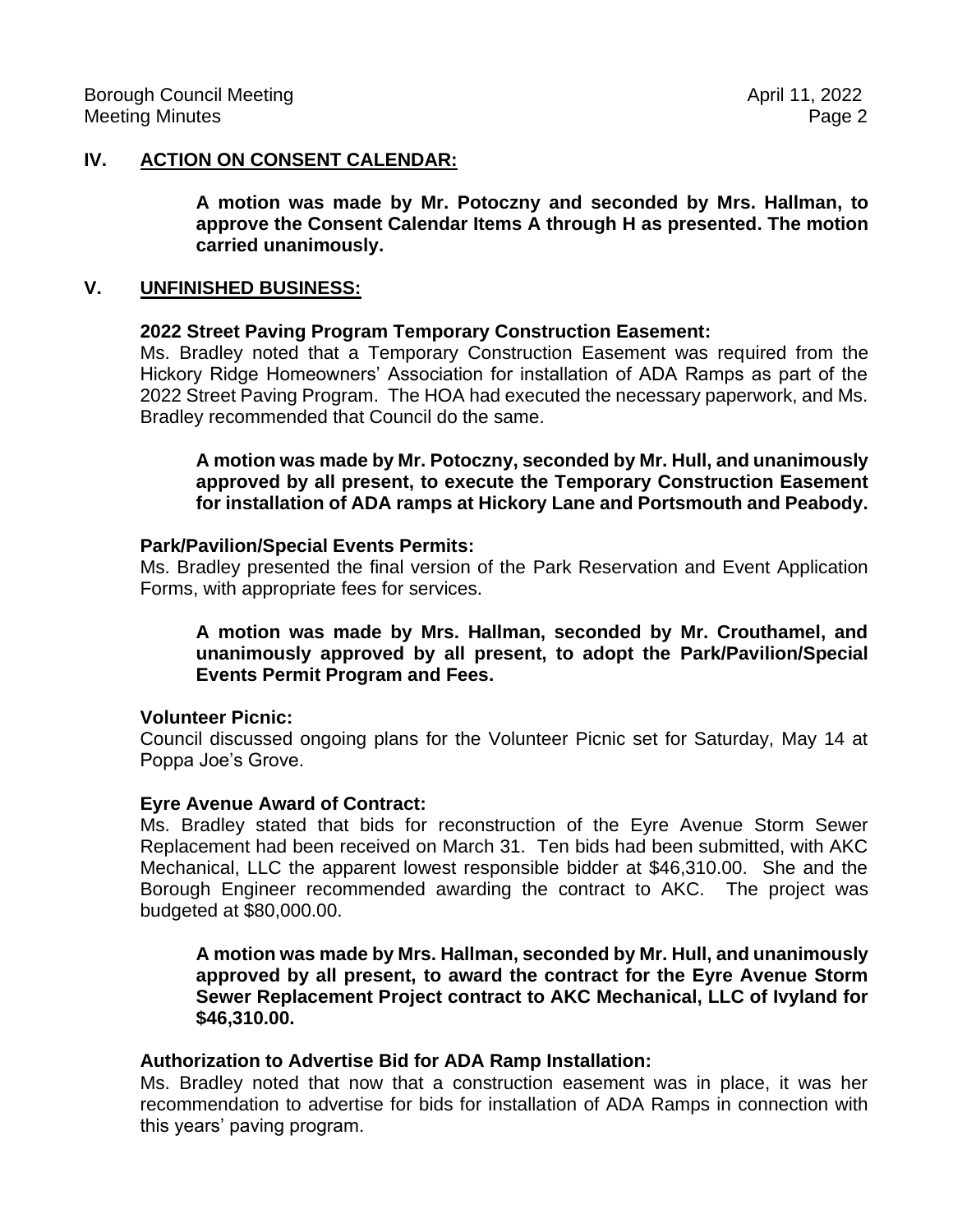## IV. ACTION ON CONSENT CALENDAR:

**A motion was made by Mr. Potoczny and seconded by Mrs. Hallman, to approve the Consent Calendar Items A through H as presented. The motion carried unanimously.**

## V. UNFINISHED BUSINESS:

**2022 Street Paving Program Temporary Construction Easement:**

Ms. Bradley noted that a Temporary Construction Easement was required from the Hickory Ridge Homeowners' Association for installation of ADA Ramps as part of the 2022 Street Paving Program. The HOA had executed the necessary paperwork, and Ms. Bradley recommended that Council do the same.

**A motion was made by Mr. Potoczny, seconded by Mr. Hull, and unanimously approved by all present, to execute the Temporary Construction Easement for installation of ADA ramps at Hickory Lane and Portsmouth and Peabody.**

**Park/Pavilion/Special Events Permits:**

Ms. Bradley presented the final version of the Park Reservation and Event Application Forms, with appropriate fees for services.

**A motion was made by Mrs. Hallman, seconded by Mr. Crouthamel, and unanimously approved by all present, to adopt the Park/Pavilion/Special Events Permit Program and Fees.**

**Volunteer Picnic:**

Council discussed ongoing plans for the Volunteer Picnic set for Saturday, May 14 at Poppa Joe's Grove.

**Eyre Avenue Award of Contract:**

Ms. Bradley stated that bids for reconstruction of the Eyre Avenue Storm Sewer Replacement had been received on March 31. Ten bids had been submitted, with AKC Mechanical, LLC the apparent lowest responsible bidder at $46,310.00. She and the Borough Engineer recommended awarding the contract to AKC. The project was budgeted at $80,000.00.

**A motion was made by Mrs. Hallman, seconded by Mr. Hull, and unanimously approved by all present, to award the contract for the Eyre Avenue Storm Sewer Replacement Project contract to AKC Mechanical, LLC of Ivyland for $46,310.00.**

**Authorization to Advertise Bid for ADA Ramp Installation:**

Ms. Bradley noted that now that a construction easement was in place, it was her recommendation to advertise for bids for installation of ADA Ramps in connection with this years' paving program.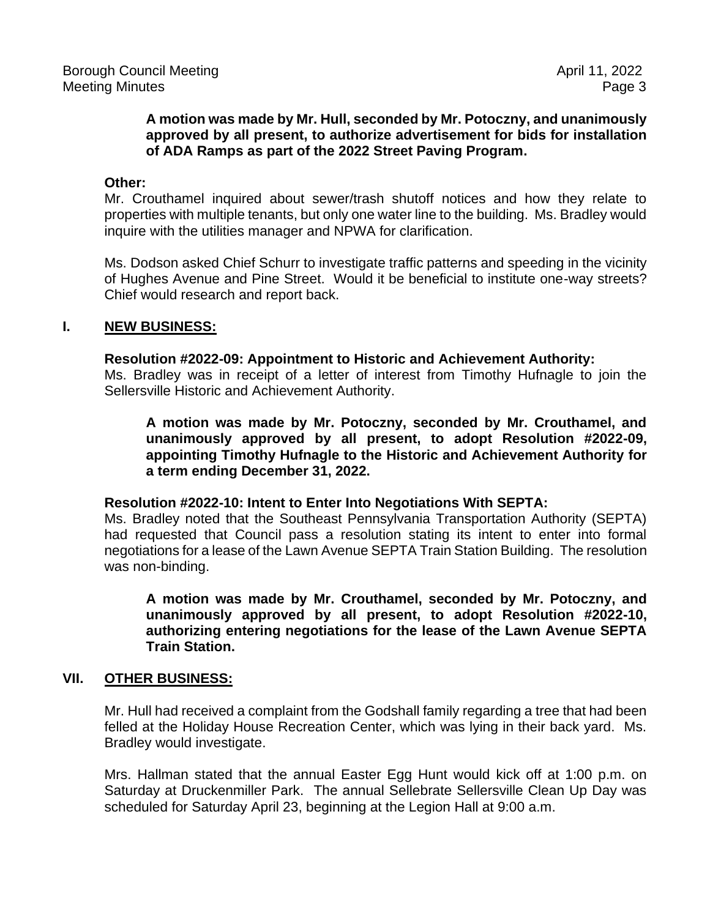**A motion was made by Mr. Hull, seconded by Mr. Potoczny, and unanimously approved by all present, to authorize advertisement for bids for installation of ADA Ramps as part of the 2022 Street Paving Program.**

**Other:**

Mr. Crouthamel inquired about sewer/trash shutoff notices and how they relate to properties with multiple tenants, but only one water line to the building. Ms. Bradley would inquire with the utilities manager and NPWA for clarification.

Ms. Dodson asked Chief Schurr to investigate traffic patterns and speeding in the vicinity of Hughes Avenue and Pine Street. Would it be beneficial to institute one-way streets? Chief would research and report back.

## I. NEW BUSINESS:

**Resolution #2022-09: Appointment to Historic and Achievement Authority:**

Ms. Bradley was in receipt of a letter of interest from Timothy Hufnagle to join the Sellersville Historic and Achievement Authority.

**A motion was made by Mr. Potoczny, seconded by Mr. Crouthamel, and unanimously approved by all present, to adopt Resolution #2022-09, appointing Timothy Hufnagle to the Historic and Achievement Authority for a term ending December 31, 2022.**

**Resolution #2022-10: Intent to Enter Into Negotiations With SEPTA:**

Ms. Bradley noted that the Southeast Pennsylvania Transportation Authority (SEPTA) had requested that Council pass a resolution stating its intent to enter into formal negotiations for a lease of the Lawn Avenue SEPTA Train Station Building. The resolution was non-binding.

**A motion was made by Mr. Crouthamel, seconded by Mr. Potoczny, and unanimously approved by all present, to adopt Resolution #2022-10, authorizing entering negotiations for the lease of the Lawn Avenue SEPTA Train Station.**

## VII. OTHER BUSINESS:

Mr. Hull had received a complaint from the Godshall family regarding a tree that had been felled at the Holiday House Recreation Center, which was lying in their back yard. Ms. Bradley would investigate.

Mrs. Hallman stated that the annual Easter Egg Hunt would kick off at 1:00 p.m. on Saturday at Druckenmiller Park. The annual Sellebrate Sellersville Clean Up Day was scheduled for Saturday April 23, beginning at the Legion Hall at 9:00 a.m.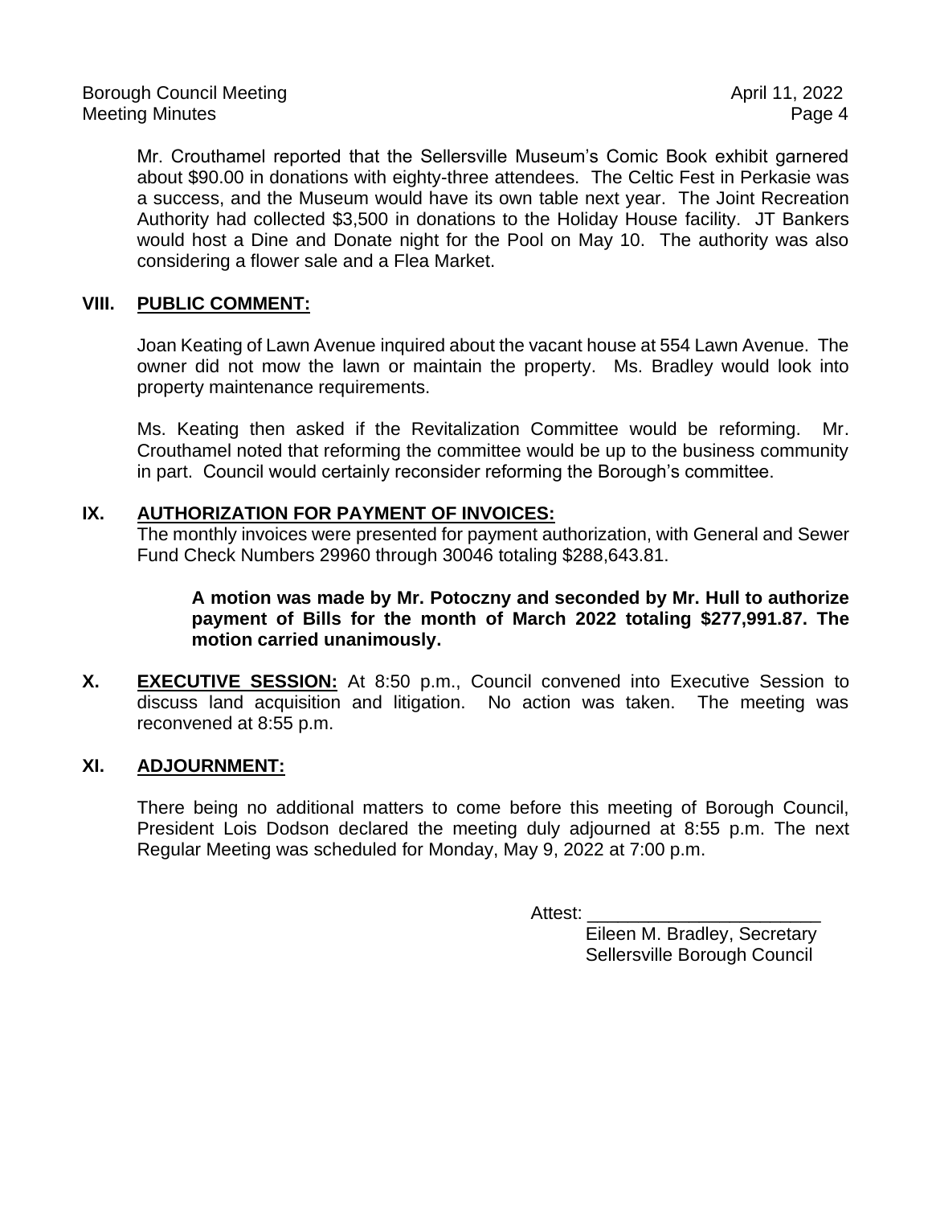Mr. Crouthamel reported that the Sellersville Museum's Comic Book exhibit garnered about $90.00 in donations with eighty-three attendees. The Celtic Fest in Perkasie was a success, and the Museum would have its own table next year. The Joint Recreation Authority had collected $3,500 in donations to the Holiday House facility. JT Bankers would host a Dine and Donate night for the Pool on May 10. The authority was also considering a flower sale and a Flea Market.

## VIII. PUBLIC COMMENT:

Joan Keating of Lawn Avenue inquired about the vacant house at 554 Lawn Avenue. The owner did not mow the lawn or maintain the property. Ms. Bradley would look into property maintenance requirements.

Ms. Keating then asked if the Revitalization Committee would be reforming. Mr. Crouthamel noted that reforming the committee would be up to the business community in part. Council would certainly reconsider reforming the Borough's committee.

## IX. AUTHORIZATION FOR PAYMENT OF INVOICES:

The monthly invoices were presented for payment authorization, with General and Sewer Fund Check Numbers 29960 through 30046 totaling $288,643.81.

> **A motion was made by Mr. Potoczny and seconded by Mr. Hull to authorize payment of Bills for the month of March 2022 totaling $277,991.87. The motion carried unanimously.**

## X. EXECUTIVE SESSION:

At 8:50 p.m., Council convened into Executive Session to discuss land acquisition and litigation. No action was taken. The meeting was reconvened at 8:55 p.m.

## XI. ADJOURNMENT:

There being no additional matters to come before this meeting of Borough Council, President Lois Dodson declared the meeting duly adjourned at 8:55 p.m. The next Regular Meeting was scheduled for Monday, May 9, 2022 at 7:00 p.m.

Attest: ______________________

Eileen M. Bradley, Secretary
Sellersville Borough Council